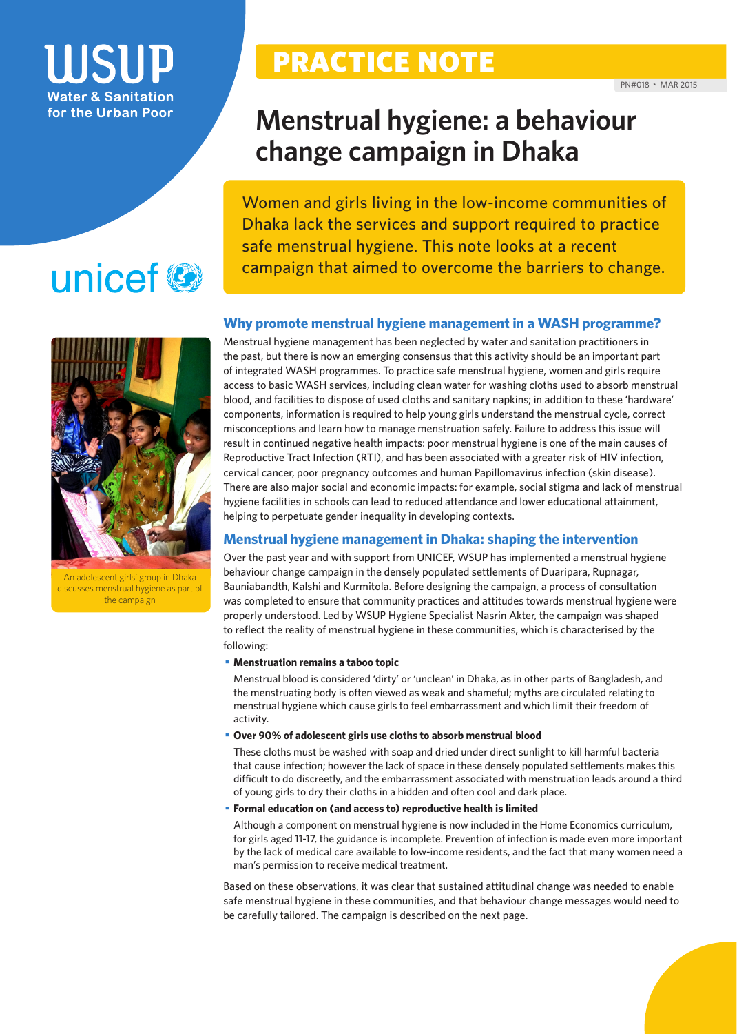WSUP
Water & Sanitation for the Urban Poor

unicef

# PRACTICE NOTE

PN#018 • MAR 2015

# Menstrual hygiene: a behaviour change campaign in Dhaka

Women and girls living in the low-income communities of Dhaka lack the services and support required to practice safe menstrual hygiene. This note looks at a recent campaign that aimed to overcome the barriers to change.

An adolescent girls' group in Dhaka discusses menstrual hygiene as part of the campaign

## Why promote menstrual hygiene management in a WASH programme?

Menstrual hygiene management has been neglected by water and sanitation practitioners in the past, but there is now an emerging consensus that this activity should be an important part of integrated WASH programmes. To practice safe menstrual hygiene, women and girls require access to basic WASH services, including clean water for washing cloths used to absorb menstrual blood, and facilities to dispose of used cloths and sanitary napkins; in addition to these 'hardware' components, information is required to help young girls understand the menstrual cycle, correct misconceptions and learn how to manage menstruation safely. Failure to address this issue will result in continued negative health impacts: poor menstrual hygiene is one of the main causes of Reproductive Tract Infection (RTI), and has been associated with a greater risk of HIV infection, cervical cancer, poor pregnancy outcomes and human Papillomavirus infection (skin disease). There are also major social and economic impacts: for example, social stigma and lack of menstrual hygiene facilities in schools can lead to reduced attendance and lower educational attainment, helping to perpetuate gender inequality in developing contexts.

## Menstrual hygiene management in Dhaka: shaping the intervention

Over the past year and with support from UNICEF, WSUP has implemented a menstrual hygiene behaviour change campaign in the densely populated settlements of Duaripara, Rupnagar, Bauniabandth, Kalshi and Kurmitola. Before designing the campaign, a process of consultation was completed to ensure that community practices and attitudes towards menstrual hygiene were properly understood. Led by WSUP Hygiene Specialist Nasrin Akter, the campaign was shaped to reflect the reality of menstrual hygiene in these communities, which is characterised by the following:

- **Menstruation remains a taboo topic**

  Menstrual blood is considered 'dirty' or 'unclean' in Dhaka, as in other parts of Bangladesh, and the menstruating body is often viewed as weak and shameful; myths are circulated relating to menstrual hygiene which cause girls to feel embarrassment and which limit their freedom of activity.

- **Over 90% of adolescent girls use cloths to absorb menstrual blood**

  These cloths must be washed with soap and dried under direct sunlight to kill harmful bacteria that cause infection; however the lack of space in these densely populated settlements makes this difficult to do discreetly, and the embarrassment associated with menstruation leads around a third of young girls to dry their cloths in a hidden and often cool and dark place.

- **Formal education on (and access to) reproductive health is limited**

  Although a component on menstrual hygiene is now included in the Home Economics curriculum, for girls aged 11-17, the guidance is incomplete. Prevention of infection is made even more important by the lack of medical care available to low-income residents, and the fact that many women need a man's permission to receive medical treatment.

Based on these observations, it was clear that sustained attitudinal change was needed to enable safe menstrual hygiene in these communities, and that behaviour change messages would need to be carefully tailored. The campaign is described on the next page.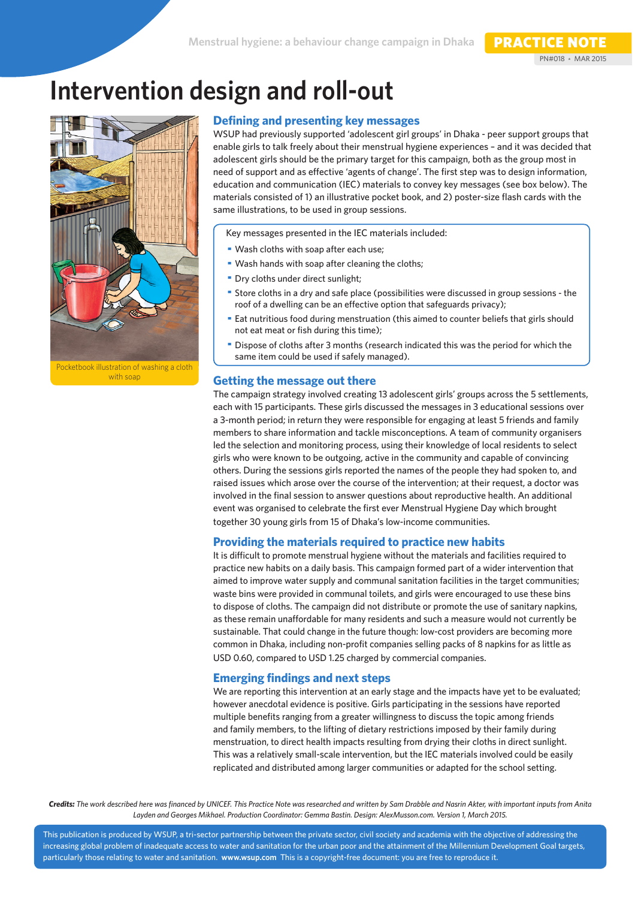# Intervention design and roll-out

Pocketbook illustration of washing a cloth with soap

## Defining and presenting key messages

WSUP had previously supported 'adolescent girl groups' in Dhaka - peer support groups that enable girls to talk freely about their menstrual hygiene experiences – and it was decided that adolescent girls should be the primary target for this campaign, both as the group most in need of support and as effective 'agents of change'. The first step was to design information, education and communication (IEC) materials to convey key messages (see box below). The materials consisted of 1) an illustrative pocket book, and 2) poster-size flash cards with the same illustrations, to be used in group sessions.

Key messages presented in the IEC materials included:

- Wash cloths with soap after each use;
- Wash hands with soap after cleaning the cloths;
- Dry cloths under direct sunlight;
- Store cloths in a dry and safe place (possibilities were discussed in group sessions - the roof of a dwelling can be an effective option that safeguards privacy);
- Eat nutritious food during menstruation (this aimed to counter beliefs that girls should not eat meat or fish during this time);
- Dispose of cloths after 3 months (research indicated this was the period for which the same item could be used if safely managed).

## Getting the message out there

The campaign strategy involved creating 13 adolescent girls' groups across the 5 settlements, each with 15 participants. These girls discussed the messages in 3 educational sessions over a 3-month period; in return they were responsible for engaging at least 5 friends and family members to share information and tackle misconceptions. A team of community organisers led the selection and monitoring process, using their knowledge of local residents to select girls who were known to be outgoing, active in the community and capable of convincing others. During the sessions girls reported the names of the people they had spoken to, and raised issues which arose over the course of the intervention; at their request, a doctor was involved in the final session to answer questions about reproductive health. An additional event was organised to celebrate the first ever Menstrual Hygiene Day which brought together 30 young girls from 15 of Dhaka's low-income communities.

## Providing the materials required to practice new habits

It is difficult to promote menstrual hygiene without the materials and facilities required to practice new habits on a daily basis. This campaign formed part of a wider intervention that aimed to improve water supply and communal sanitation facilities in the target communities; waste bins were provided in communal toilets, and girls were encouraged to use these bins to dispose of cloths. The campaign did not distribute or promote the use of sanitary napkins, as these remain unaffordable for many residents and such a measure would not currently be sustainable. That could change in the future though: low-cost providers are becoming more common in Dhaka, including non-profit companies selling packs of 8 napkins for as little as USD 0.60, compared to USD 1.25 charged by commercial companies.

## Emerging findings and next steps

We are reporting this intervention at an early stage and the impacts have yet to be evaluated; however anecdotal evidence is positive. Girls participating in the sessions have reported multiple benefits ranging from a greater willingness to discuss the topic among friends and family members, to the lifting of dietary restrictions imposed by their family during menstruation, to direct health impacts resulting from drying their cloths in direct sunlight. This was a relatively small-scale intervention, but the IEC materials involved could be easily replicated and distributed among larger communities or adapted for the school setting.

***Credits:*** *The work described here was financed by UNICEF. This Practice Note was researched and written by Sam Drabble and Nasrin Akter, with important inputs from Anita Layden and Georges Mikhael. Production Coordinator: Gemma Bastin. Design: AlexMusson.com. Version 1, March 2015.*

This publication is produced by WSUP, a tri-sector partnership between the private sector, civil society and academia with the objective of addressing the increasing global problem of inadequate access to water and sanitation for the urban poor and the attainment of the Millennium Development Goal targets, particularly those relating to water and sanitation. **www.wsup.com** This is a copyright-free document: you are free to reproduce it.